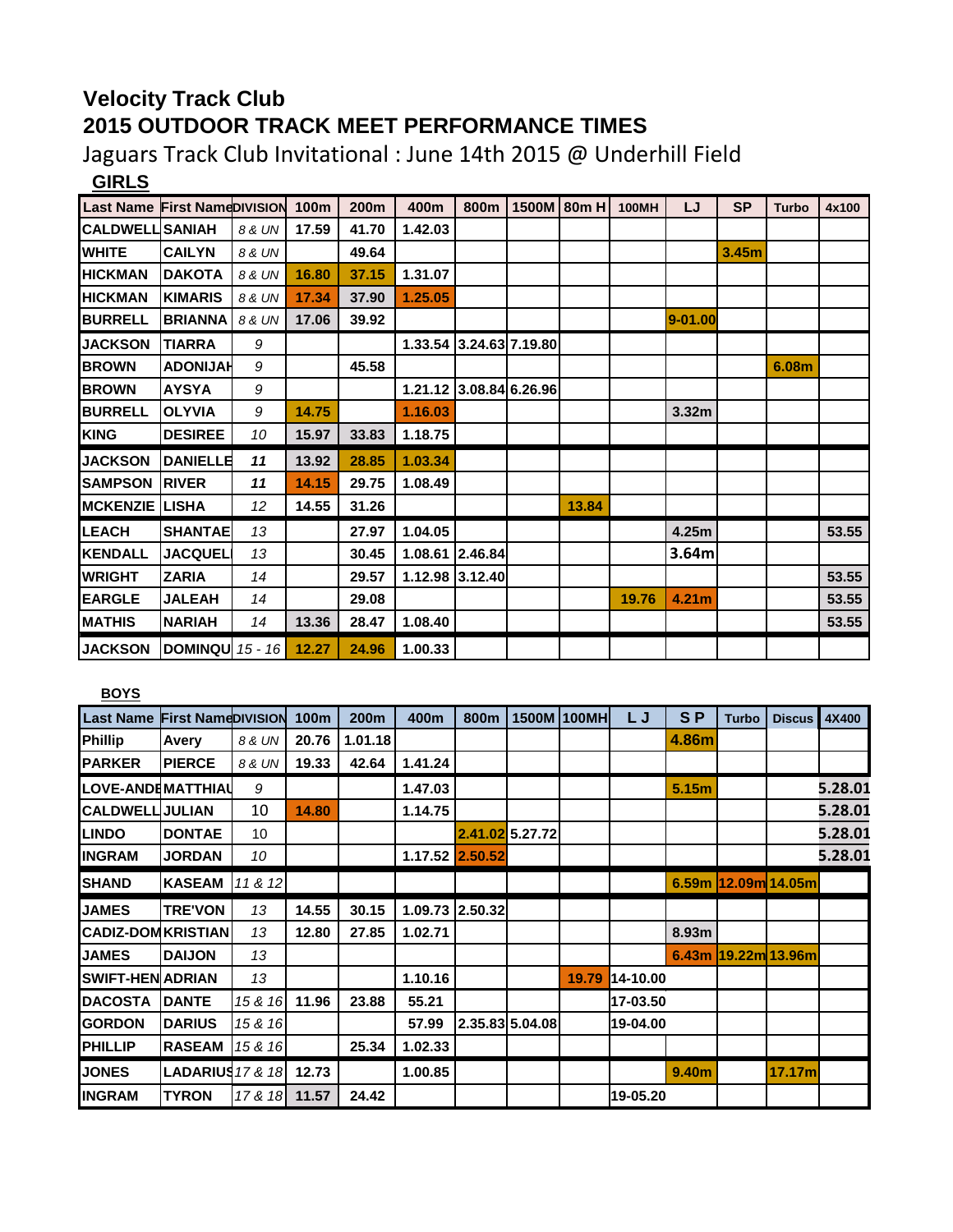# Velocity Track Club

## 2015 OUTDOOR TRACK MEET PERFORMANCE TIMES

Jaguars Track Club Invitational : June 14th 2015 @ Underhill Field

### GIRLS

| Last Name | First Name | DIVISION | 100m | 200m | 400m | 800m | 1500M | 80m H | 100MH | LJ | SP | Turbo | 4x100 |
|---|---|---|---|---|---|---|---|---|---|---|---|---|---|
| CALDWELL | SANIAH | 8 & UN | 17.59 | 41.70 | 1.42.03 | | | | | | | | |
| WHITE | CAILYN | 8 & UN | | 49.64 | | | | | | | 3.45m | | |
| HICKMAN | DAKOTA | 8 & UN | 16.80 | 37.15 | 1.31.07 | | | | | | | | |
| HICKMAN | KIMARIS | 8 & UN | 17.34 | 37.90 | 1.25.05 | | | | | | | | |
| BURRELL | BRIANNA | 8 & UN | 17.06 | 39.92 | | | | | | 9-01.00 | | | |
| JACKSON | TIARRA | 9 | | | 1.33.54 | 3.24.63 | 7.19.80 | | | | | | |
| BROWN | ADONIJAH | 9 | | 45.58 | | | | | | | | 6.08m | |
| BROWN | AYSYA | 9 | | | 1.21.12 | 3.08.84 | 6.26.96 | | | | | | |
| BURRELL | OLYVIA | 9 | 14.75 | | 1.16.03 | | | | | 3.32m | | | |
| KING | DESIREE | 10 | 15.97 | 33.83 | 1.18.75 | | | | | | | | |
| JACKSON | DANIELLE | 11 | 13.92 | 28.85 | 1.03.34 | | | | | | | | |
| SAMPSON | RIVER | 11 | 14.15 | 29.75 | 1.08.49 | | | | | | | | |
| MCKENZIE | LISHA | 12 | 14.55 | 31.26 | | | | 13.84 | | | | | |
| LEACH | SHANTAE | 13 | | 27.97 | 1.04.05 | | | | | 4.25m | | | 53.55 |
| KENDALL | JACQUEL | 13 | | 30.45 | 1.08.61 | 2.46.84 | | | | 3.64m | | | |
| WRIGHT | ZARIA | 14 | | 29.57 | 1.12.98 | 3.12.40 | | | | | | | 53.55 |
| EARGLE | JALEAH | 14 | | 29.08 | | | | | 19.76 | 4.21m | | | 53.55 |
| MATHIS | NARIAH | 14 | 13.36 | 28.47 | 1.08.40 | | | | | | | | 53.55 |
| JACKSON | DOMINQU | 15 - 16 | 12.27 | 24.96 | 1.00.33 | | | | | | | | |

### BOYS

| Last Name | First Name | DIVISION | 100m | 200m | 400m | 800m | 1500M | 100MH | L J | S P | Turbo | Discus | 4X400 |
|---|---|---|---|---|---|---|---|---|---|---|---|---|---|
| Phillip | Avery | 8 & UN | 20.76 | 1.01.18 | | | | | | 4.86m | | | |
| PARKER | PIERCE | 8 & UN | 19.33 | 42.64 | 1.41.24 | | | | | | | | |
| LOVE-ANDE | MATTHIAU | 9 | | | 1.47.03 | | | | | 5.15m | | | 5.28.01 |
| CALDWELL | JULIAN | 10 | 14.80 | | 1.14.75 | | | | | | | | 5.28.01 |
| LINDO | DONTAE | 10 | | | | 2.41.02 | 5.27.72 | | | | | | 5.28.01 |
| INGRAM | JORDAN | 10 | | | 1.17.52 | 2.50.52 | | | | | | | 5.28.01 |
| SHAND | KASEAM | 11 & 12 | | | | | | | | 6.59m | 12.09m | 14.05m | |
| JAMES | TRE'VON | 13 | 14.55 | 30.15 | 1.09.73 | 2.50.32 | | | | | | | |
| CADIZ-DOM | KRISTIAN | 13 | 12.80 | 27.85 | 1.02.71 | | | | | 8.93m | | | |
| JAMES | DAIJON | 13 | | | | | | | | 6.43m | 19.22m | 13.96m | |
| SWIFT-HEN | ADRIAN | 13 | | | 1.10.16 | | | 19.79 | 14-10.00 | | | | |
| DACOSTA | DANTE | 15 & 16 | 11.96 | 23.88 | 55.21 | | | | 17-03.50 | | | | |
| GORDON | DARIUS | 15 & 16 | | | 57.99 | 2.35.83 | 5.04.08 | | 19-04.00 | | | | |
| PHILLIP | RASEAM | 15 & 16 | | 25.34 | 1.02.33 | | | | | | | | |
| JONES | LADARIUS | 17 & 18 | 12.73 | | 1.00.85 | | | | | 9.40m | | 17.17m | |
| INGRAM | TYRON | 17 & 18 | 11.57 | 24.42 | | | | | 19-05.20 | | | | |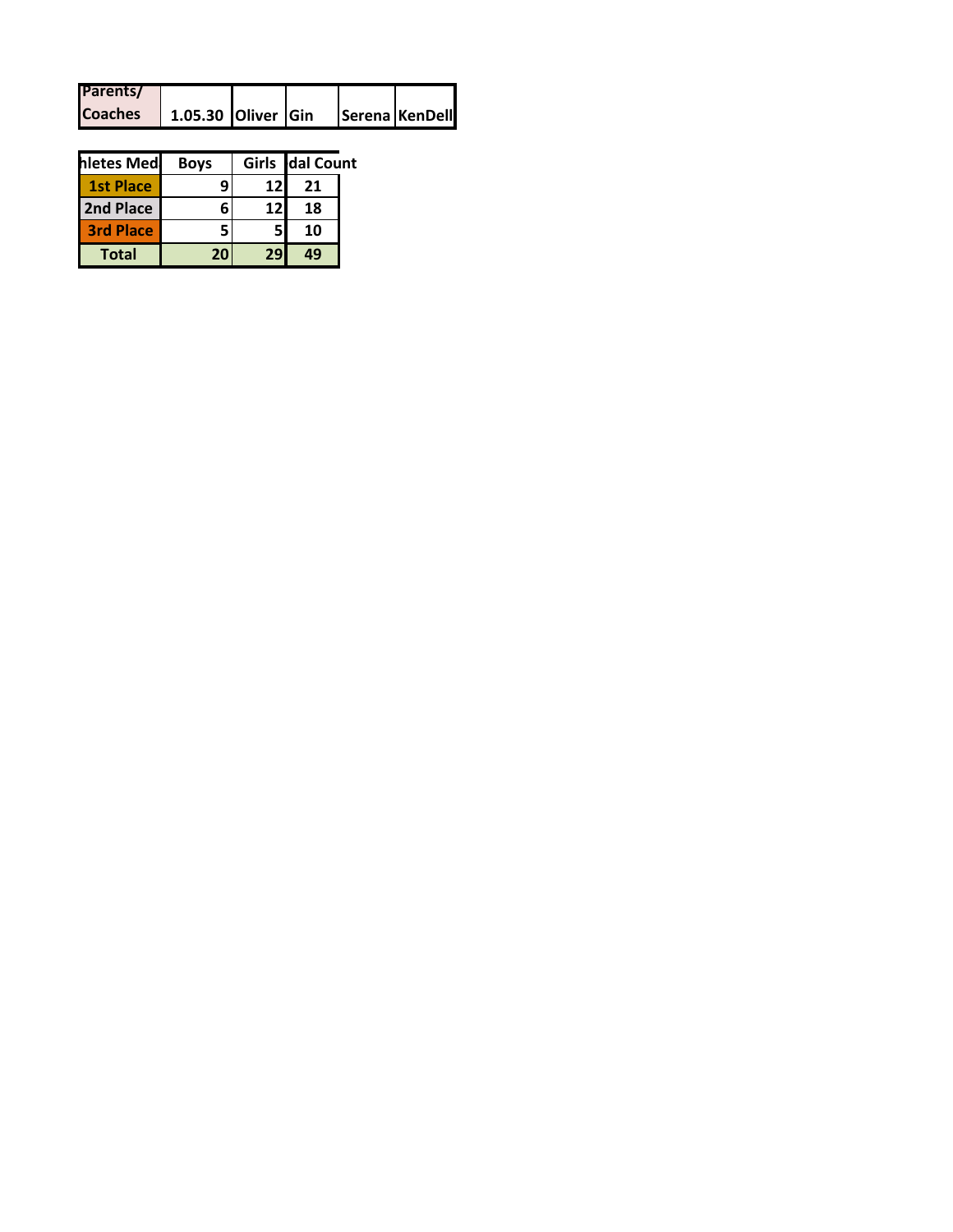| Parents/ Coaches | 1.05.30 | Oliver | Gin | Serena | KenDell |
|---|---|---|---|---|---|

| hletes Med | Boys | Girls | dal Count |
|---|---|---|---|
| 1st Place | 9 | 12 | 21 |
| 2nd Place | 6 | 12 | 18 |
| 3rd Place | 5 | 5 | 10 |
| Total | 20 | 29 | 49 |